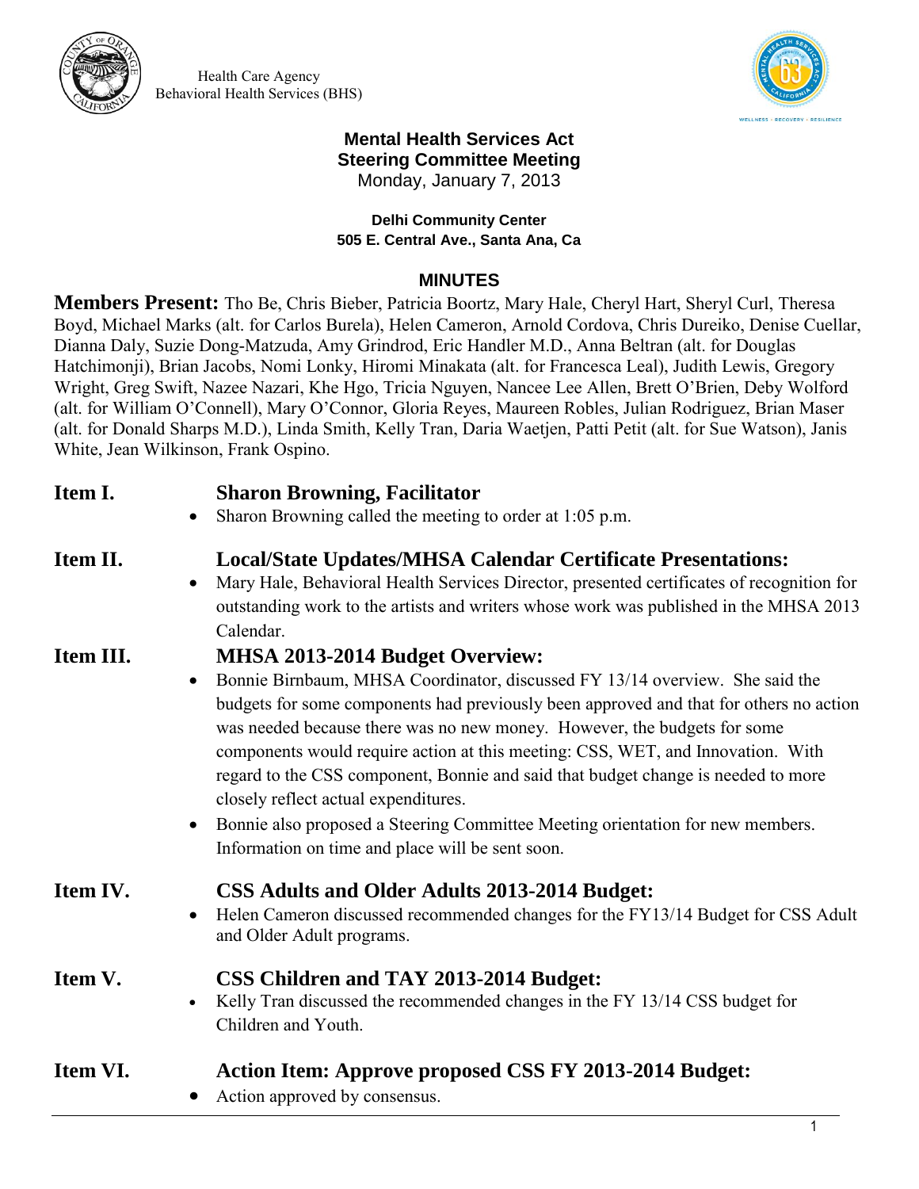Health Care Agency
Behavioral Health Services (BHS)

**Mental Health Services Act**
**Steering Committee Meeting**
Monday, January 7, 2013

**Delhi Community Center**
**505 E. Central Ave., Santa Ana, Ca**

## MINUTES

**Members Present:** Tho Be, Chris Bieber, Patricia Boortz, Mary Hale, Cheryl Hart, Sheryl Curl, Theresa Boyd, Michael Marks (alt. for Carlos Burela), Helen Cameron, Arnold Cordova, Chris Dureiko, Denise Cuellar, Dianna Daly, Suzie Dong-Matzuda, Amy Grindrod, Eric Handler M.D., Anna Beltran (alt. for Douglas Hatchimonji), Brian Jacobs, Nomi Lonky, Hiromi Minakata (alt. for Francesca Leal), Judith Lewis, Gregory Wright, Greg Swift, Nazee Nazari, Khe Hgo, Tricia Nguyen, Nancee Lee Allen, Brett O'Brien, Deby Wolford (alt. for William O'Connell), Mary O'Connor, Gloria Reyes, Maureen Robles, Julian Rodriguez, Brian Maser (alt. for Donald Sharps M.D.), Linda Smith, Kelly Tran, Daria Waetjen, Patti Petit (alt. for Sue Watson), Janis White, Jean Wilkinson, Frank Ospino.

### Item I. Sharon Browning, Facilitator

- Sharon Browning called the meeting to order at 1:05 p.m.

### Item II. Local/State Updates/MHSA Calendar Certificate Presentations:

- Mary Hale, Behavioral Health Services Director, presented certificates of recognition for outstanding work to the artists and writers whose work was published in the MHSA 2013 Calendar.

### Item III. MHSA 2013-2014 Budget Overview:

- Bonnie Birnbaum, MHSA Coordinator, discussed FY 13/14 overview. She said the budgets for some components had previously been approved and that for others no action was needed because there was no new money. However, the budgets for some components would require action at this meeting: CSS, WET, and Innovation. With regard to the CSS component, Bonnie and said that budget change is needed to more closely reflect actual expenditures.
- Bonnie also proposed a Steering Committee Meeting orientation for new members. Information on time and place will be sent soon.

### Item IV. CSS Adults and Older Adults 2013-2014 Budget:

- Helen Cameron discussed recommended changes for the FY13/14 Budget for CSS Adult and Older Adult programs.

### Item V. CSS Children and TAY 2013-2014 Budget:

- Kelly Tran discussed the recommended changes in the FY 13/14 CSS budget for Children and Youth.

### Item VI. Action Item: Approve proposed CSS FY 2013-2014 Budget:

- Action approved by consensus.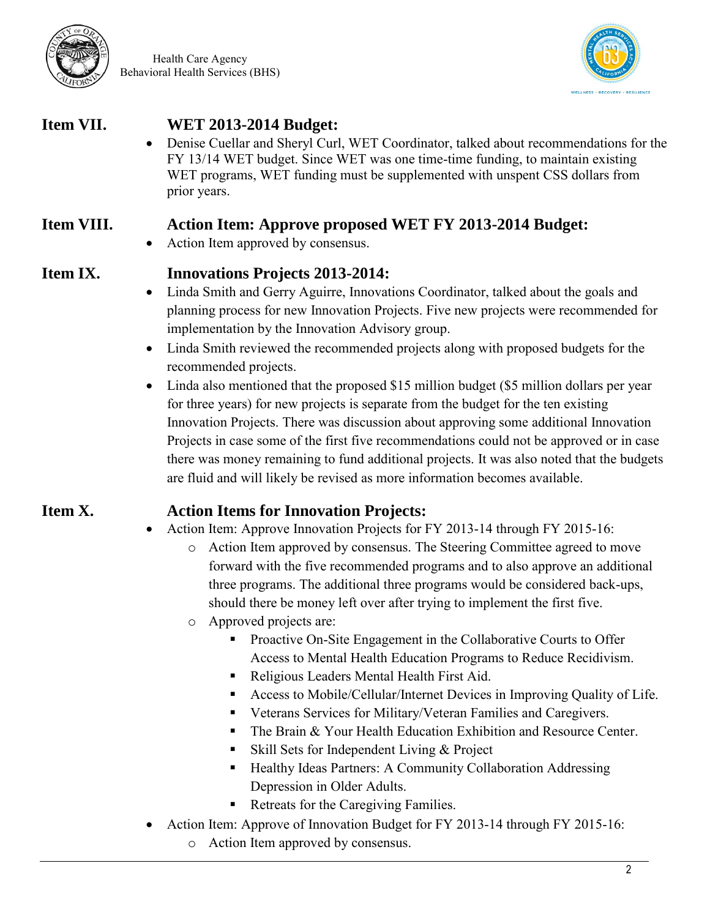## Item VII. WET 2013-2014 Budget:

- Denise Cuellar and Sheryl Curl, WET Coordinator, talked about recommendations for the FY 13/14 WET budget. Since WET was one time-time funding, to maintain existing WET programs, WET funding must be supplemented with unspent CSS dollars from prior years.

## Item VIII. Action Item: Approve proposed WET FY 2013-2014 Budget:

- Action Item approved by consensus.

## Item IX. Innovations Projects 2013-2014:

- Linda Smith and Gerry Aguirre, Innovations Coordinator, talked about the goals and planning process for new Innovation Projects. Five new projects were recommended for implementation by the Innovation Advisory group.
- Linda Smith reviewed the recommended projects along with proposed budgets for the recommended projects.
- Linda also mentioned that the proposed $15 million budget ($5 million dollars per year for three years) for new projects is separate from the budget for the ten existing Innovation Projects. There was discussion about approving some additional Innovation Projects in case some of the first five recommendations could not be approved or in case there was money remaining to fund additional projects. It was also noted that the budgets are fluid and will likely be revised as more information becomes available.

## Item X. Action Items for Innovation Projects:

- Action Item: Approve Innovation Projects for FY 2013-14 through FY 2015-16:
  - Action Item approved by consensus. The Steering Committee agreed to move forward with the five recommended programs and to also approve an additional three programs. The additional three programs would be considered back-ups, should there be money left over after trying to implement the first five.
  - Approved projects are:
    - Proactive On-Site Engagement in the Collaborative Courts to Offer Access to Mental Health Education Programs to Reduce Recidivism.
    - Religious Leaders Mental Health First Aid.
    - Access to Mobile/Cellular/Internet Devices in Improving Quality of Life.
    - Veterans Services for Military/Veteran Families and Caregivers.
    - The Brain & Your Health Education Exhibition and Resource Center.
    - Skill Sets for Independent Living & Project
    - Healthy Ideas Partners: A Community Collaboration Addressing Depression in Older Adults.
    - Retreats for the Caregiving Families.
- Action Item: Approve of Innovation Budget for FY 2013-14 through FY 2015-16:
  - Action Item approved by consensus.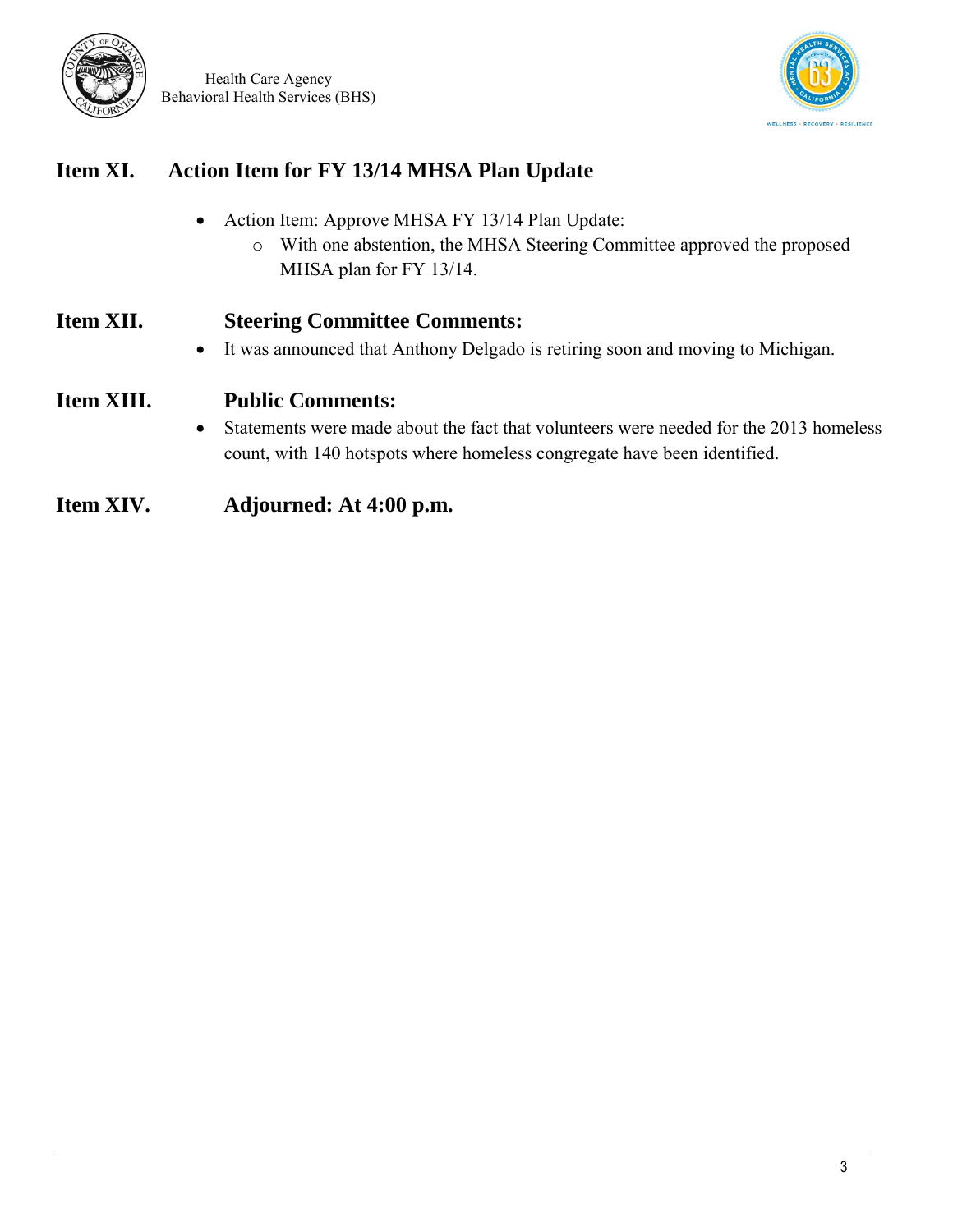## Item XI. Action Item for FY 13/14 MHSA Plan Update

- Action Item: Approve MHSA FY 13/14 Plan Update:
  - With one abstention, the MHSA Steering Committee approved the proposed MHSA plan for FY 13/14.

## Item XII. Steering Committee Comments:

- It was announced that Anthony Delgado is retiring soon and moving to Michigan.

## Item XIII. Public Comments:

- Statements were made about the fact that volunteers were needed for the 2013 homeless count, with 140 hotspots where homeless congregate have been identified.

## Item XIV. Adjourned: At 4:00 p.m.